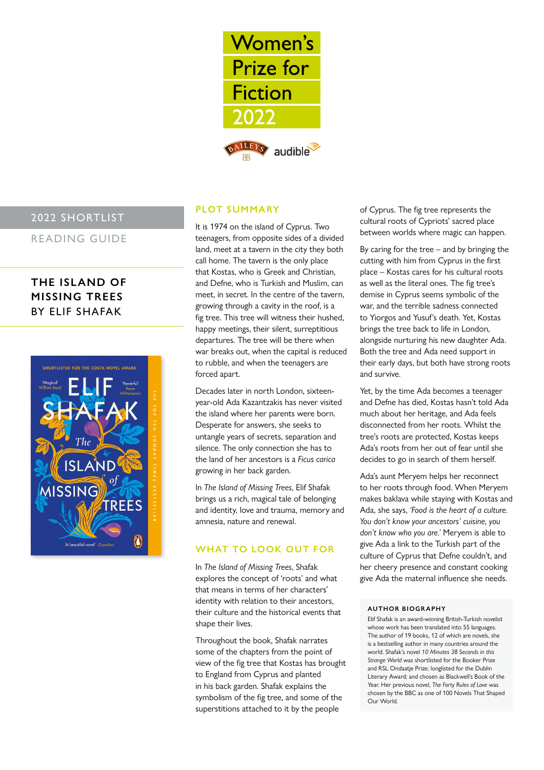# Women's Prize for Fiction 2022

## 2022 SHORTLIST

READING GUIDE

## THE ISLAND OF MISSING TREES BY ELIF SHAFAK

### PLOT SUMMARY

It is 1974 on the island of Cyprus. Two teenagers, from opposite sides of a divided land, meet at a tavern in the city they both call home. The tavern is the only place that Kostas, who is Greek and Christian, and Defne, who is Turkish and Muslim, can meet, in secret. In the centre of the tavern, growing through a cavity in the roof, is a fig tree. This tree will witness their hushed, happy meetings, their silent, surreptitious departures. The tree will be there when war breaks out, when the capital is reduced to rubble, and when the teenagers are forced apart.

Decades later in north London, sixteen-year-old Ada Kazantzakis has never visited the island where her parents were born. Desperate for answers, she seeks to untangle years of secrets, separation and silence. The only connection she has to the land of her ancestors is a *Ficus carica* growing in her back garden.

In *The Island of Missing Trees*, Elif Shafak brings us a rich, magical tale of belonging and identity, love and trauma, memory and amnesia, nature and renewal.

### WHAT TO LOOK OUT FOR

In *The Island of Missing Trees*, Shafak explores the concept of 'roots' and what that means in terms of her characters' identity with relation to their ancestors, their culture and the historical events that shape their lives.

Throughout the book, Shafak narrates some of the chapters from the point of view of the fig tree that Kostas has brought to England from Cyprus and planted in his back garden. Shafak explains the symbolism of the fig tree, and some of the superstitions attached to it by the people of Cyprus. The fig tree represents the cultural roots of Cypriots' sacred place between worlds where magic can happen.

By caring for the tree – and by bringing the cutting with him from Cyprus in the first place – Kostas cares for his cultural roots as well as the literal ones. The fig tree's demise in Cyprus seems symbolic of the war, and the terrible sadness connected to Yiorgos and Yusuf's death. Yet, Kostas brings the tree back to life in London, alongside nurturing his new daughter Ada. Both the tree and Ada need support in their early days, but both have strong roots and survive.

Yet, by the time Ada becomes a teenager and Defne has died, Kostas hasn't told Ada much about her heritage, and Ada feels disconnected from her roots. Whilst the tree's roots are protected, Kostas keeps Ada's roots from her out of fear until she decides to go in search of them herself.

Ada's aunt Meryem helps her reconnect to her roots through food. When Meryem makes baklava while staying with Kostas and Ada, she says, *'Food is the heart of a culture. You don't know your ancestors' cuisine, you don't know who you are.'* Meryem is able to give Ada a link to the Turkish part of the culture of Cyprus that Defne couldn't, and her cheery presence and constant cooking give Ada the maternal influence she needs.

#### AUTHOR BIOGRAPHY

Elif Shafak is an award-winning British-Turkish novelist whose work has been translated into 55 languages. The author of 19 books, 12 of which are novels, she is a bestselling author in many countries around the world. Shafak's novel *10 Minutes 38 Seconds in this Strange World* was shortlisted for the Booker Prize and RSL Ondaatje Prize; longlisted for the Dublin Literary Award; and chosen as Blackwell's Book of the Year. Her previous novel, *The Forty Rules of Love* was chosen by the BBC as one of 100 Novels That Shaped Our World.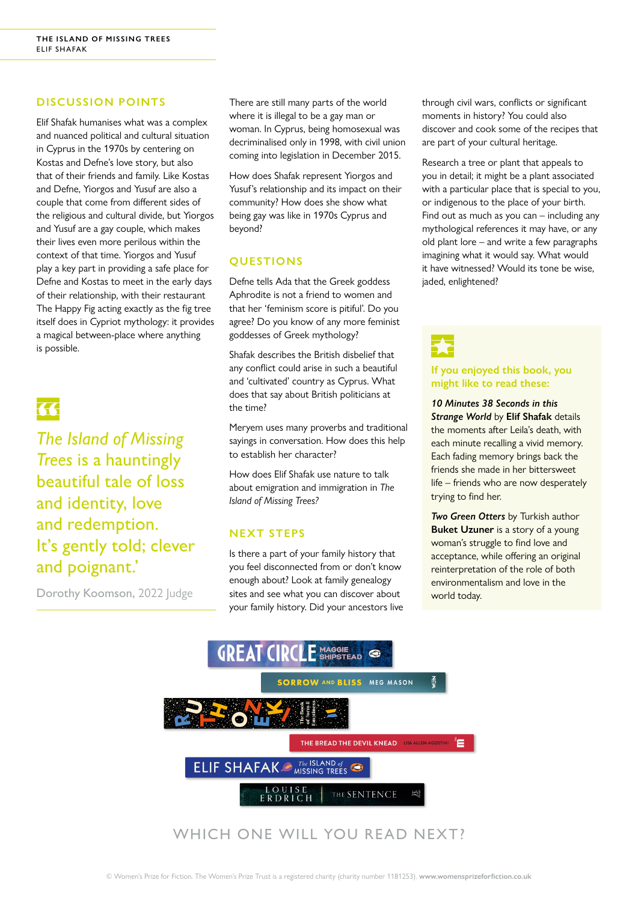## DISCUSSION POINTS

Elif Shafak humanises what was a complex and nuanced political and cultural situation in Cyprus in the 1970s by centering on Kostas and Defne's love story, but also that of their friends and family. Like Kostas and Defne, Yiorgos and Yusuf are also a couple that come from different sides of the religious and cultural divide, but Yiorgos and Yusuf are a gay couple, which makes their lives even more perilous within the context of that time. Yiorgos and Yusuf play a key part in providing a safe place for Defne and Kostas to meet in the early days of their relationship, with their restaurant The Happy Fig acting exactly as the fig tree itself does in Cypriot mythology: it provides a magical between-place where anything is possible.

> *The Island of Missing Trees* is a hauntingly beautiful tale of loss and identity, love and redemption. It's gently told; clever and poignant.'
>
> Dorothy Koomson, 2022 Judge

There are still many parts of the world where it is illegal to be a gay man or woman. In Cyprus, being homosexual was decriminalised only in 1998, with civil union coming into legislation in December 2015.

How does Shafak represent Yiorgos and Yusuf's relationship and its impact on their community? How does she show what being gay was like in 1970s Cyprus and beyond?

## QUESTIONS

Defne tells Ada that the Greek goddess Aphrodite is not a friend to women and that her 'feminism score is pitiful'. Do you agree? Do you know of any more feminist goddesses of Greek mythology?

Shafak describes the British disbelief that any conflict could arise in such a beautiful and 'cultivated' country as Cyprus. What does that say about British politicians at the time?

Meryem uses many proverbs and traditional sayings in conversation. How does this help to establish her character?

How does Elif Shafak use nature to talk about emigration and immigration in *The Island of Missing Trees?*

## NEXT STEPS

Is there a part of your family history that you feel disconnected from or don't know enough about? Look at family genealogy sites and see what you can discover about your family history. Did your ancestors live through civil wars, conflicts or significant moments in history? You could also discover and cook some of the recipes that are part of your cultural heritage.

Research a tree or plant that appeals to you in detail; it might be a plant associated with a particular place that is special to you, or indigenous to the place of your birth. Find out as much as you can – including any mythological references it may have, or any old plant lore – and write a few paragraphs imagining what it would say. What would it have witnessed? Would its tone be wise, jaded, enlightened?

### If you enjoyed this book, you might like to read these:

***10 Minutes 38 Seconds in this Strange World*** by **Elif Shafak** details the moments after Leila's death, with each minute recalling a vivid memory. Each fading memory brings back the friends she made in her bittersweet life – friends who are now desperately trying to find her.

***Two Green Otters*** by Turkish author **Buket Uzuner** is a story of a young woman's struggle to find love and acceptance, while offering an original reinterpretation of the role of both environmentalism and love in the world today.

GREAT CIRCLE MAGGIE SHIPSTEAD

SORROW AND BLISS MEG MASON

RUTH OZEKI The Book of Form & Emptiness

THE BREAD THE DEVIL KNEAD LISA ALLEN-AGOSTINI

ELIF SHAFAK The ISLAND of MISSING TREES

LOUISE ERDRICH THE SENTENCE

WHICH ONE WILL YOU READ NEXT?

© Women's Prize for Fiction. The Women's Prize Trust is a registered charity (charity number 1181253). **www.womensprizeforfiction.co.uk**